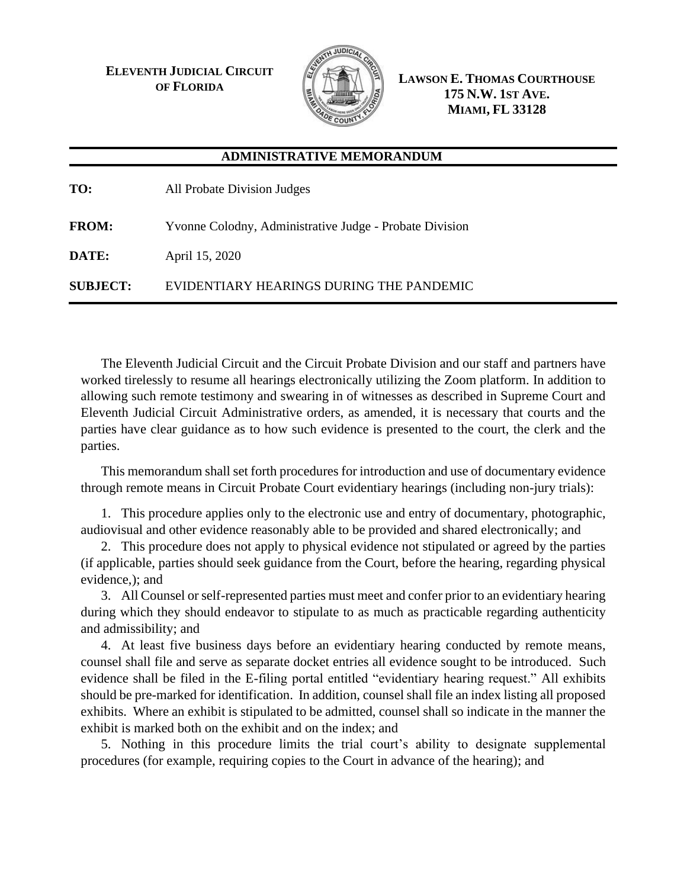**ELEVENTH JUDICIAL CIRCUIT OF FLORIDA**

**LAWSON E. THOMAS COURTHOUSE**
**175 N.W. 1ST AVE.**
**MIAMI, FL 33128**

---

**ADMINISTRATIVE MEMORANDUM**

---

**TO:** All Probate Division Judges

**FROM:** Yvonne Colodny, Administrative Judge - Probate Division

**DATE:** April 15, 2020

**SUBJECT:** EVIDENTIARY HEARINGS DURING THE PANDEMIC

---

The Eleventh Judicial Circuit and the Circuit Probate Division and our staff and partners have worked tirelessly to resume all hearings electronically utilizing the Zoom platform. In addition to allowing such remote testimony and swearing in of witnesses as described in Supreme Court and Eleventh Judicial Circuit Administrative orders, as amended, it is necessary that courts and the parties have clear guidance as to how such evidence is presented to the court, the clerk and the parties.

This memorandum shall set forth procedures for introduction and use of documentary evidence through remote means in Circuit Probate Court evidentiary hearings (including non-jury trials):

1. This procedure applies only to the electronic use and entry of documentary, photographic, audiovisual and other evidence reasonably able to be provided and shared electronically; and

2. This procedure does not apply to physical evidence not stipulated or agreed by the parties (if applicable, parties should seek guidance from the Court, before the hearing, regarding physical evidence,); and

3. All Counsel or self-represented parties must meet and confer prior to an evidentiary hearing during which they should endeavor to stipulate to as much as practicable regarding authenticity and admissibility; and

4. At least five business days before an evidentiary hearing conducted by remote means, counsel shall file and serve as separate docket entries all evidence sought to be introduced. Such evidence shall be filed in the E-filing portal entitled "evidentiary hearing request." All exhibits should be pre-marked for identification. In addition, counsel shall file an index listing all proposed exhibits. Where an exhibit is stipulated to be admitted, counsel shall so indicate in the manner the exhibit is marked both on the exhibit and on the index; and

5. Nothing in this procedure limits the trial court's ability to designate supplemental procedures (for example, requiring copies to the Court in advance of the hearing); and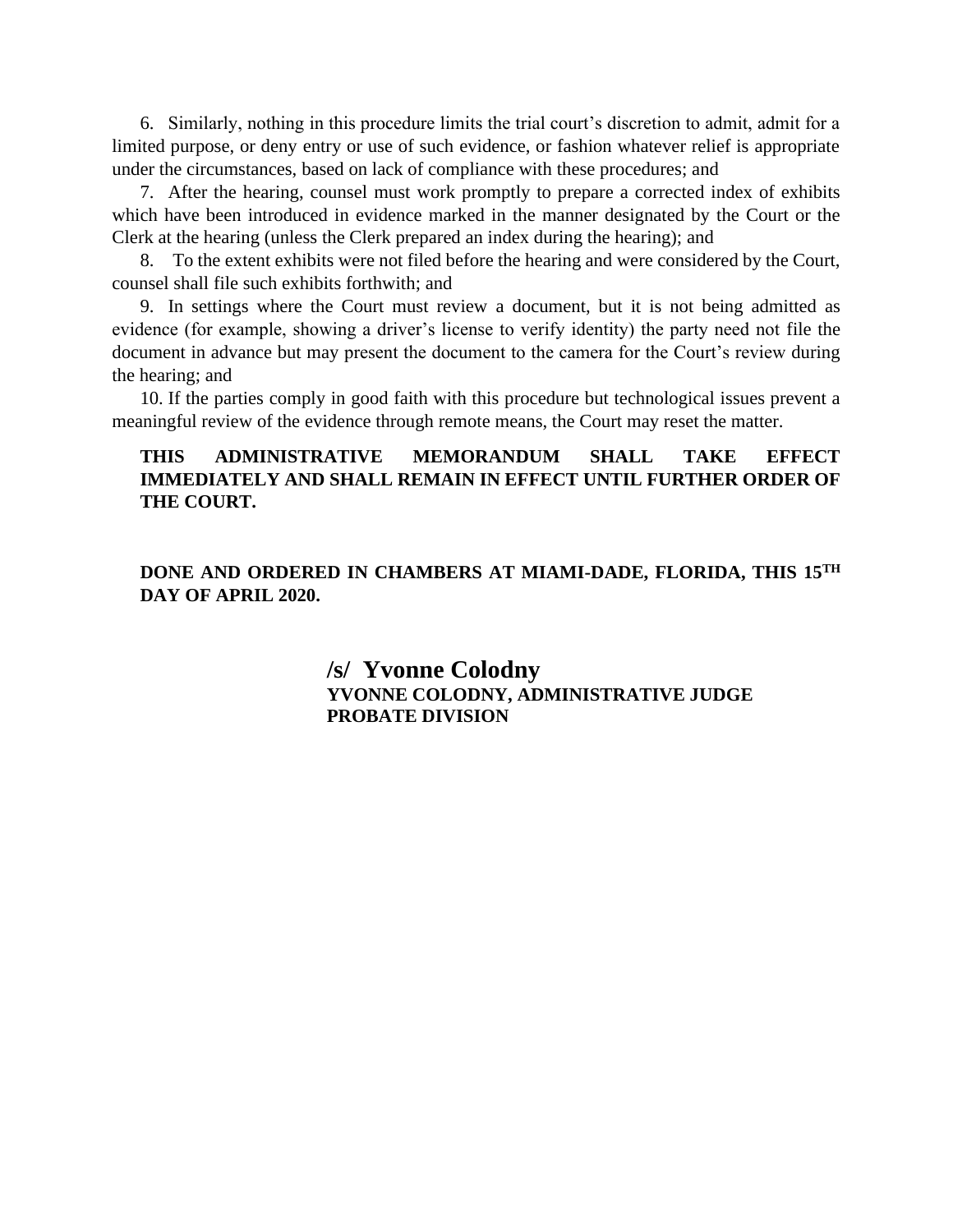6. Similarly, nothing in this procedure limits the trial court's discretion to admit, admit for a limited purpose, or deny entry or use of such evidence, or fashion whatever relief is appropriate under the circumstances, based on lack of compliance with these procedures; and

7. After the hearing, counsel must work promptly to prepare a corrected index of exhibits which have been introduced in evidence marked in the manner designated by the Court or the Clerk at the hearing (unless the Clerk prepared an index during the hearing); and

8. To the extent exhibits were not filed before the hearing and were considered by the Court, counsel shall file such exhibits forthwith; and

9. In settings where the Court must review a document, but it is not being admitted as evidence (for example, showing a driver's license to verify identity) the party need not file the document in advance but may present the document to the camera for the Court's review during the hearing; and

10. If the parties comply in good faith with this procedure but technological issues prevent a meaningful review of the evidence through remote means, the Court may reset the matter.

**THIS ADMINISTRATIVE MEMORANDUM SHALL TAKE EFFECT IMMEDIATELY AND SHALL REMAIN IN EFFECT UNTIL FURTHER ORDER OF THE COURT.**

**DONE AND ORDERED IN CHAMBERS AT MIAMI-DADE, FLORIDA, THIS 15TH DAY OF APRIL 2020.**

**/s/ Yvonne Colodny**
**YVONNE COLODNY, ADMINISTRATIVE JUDGE**
**PROBATE DIVISION**